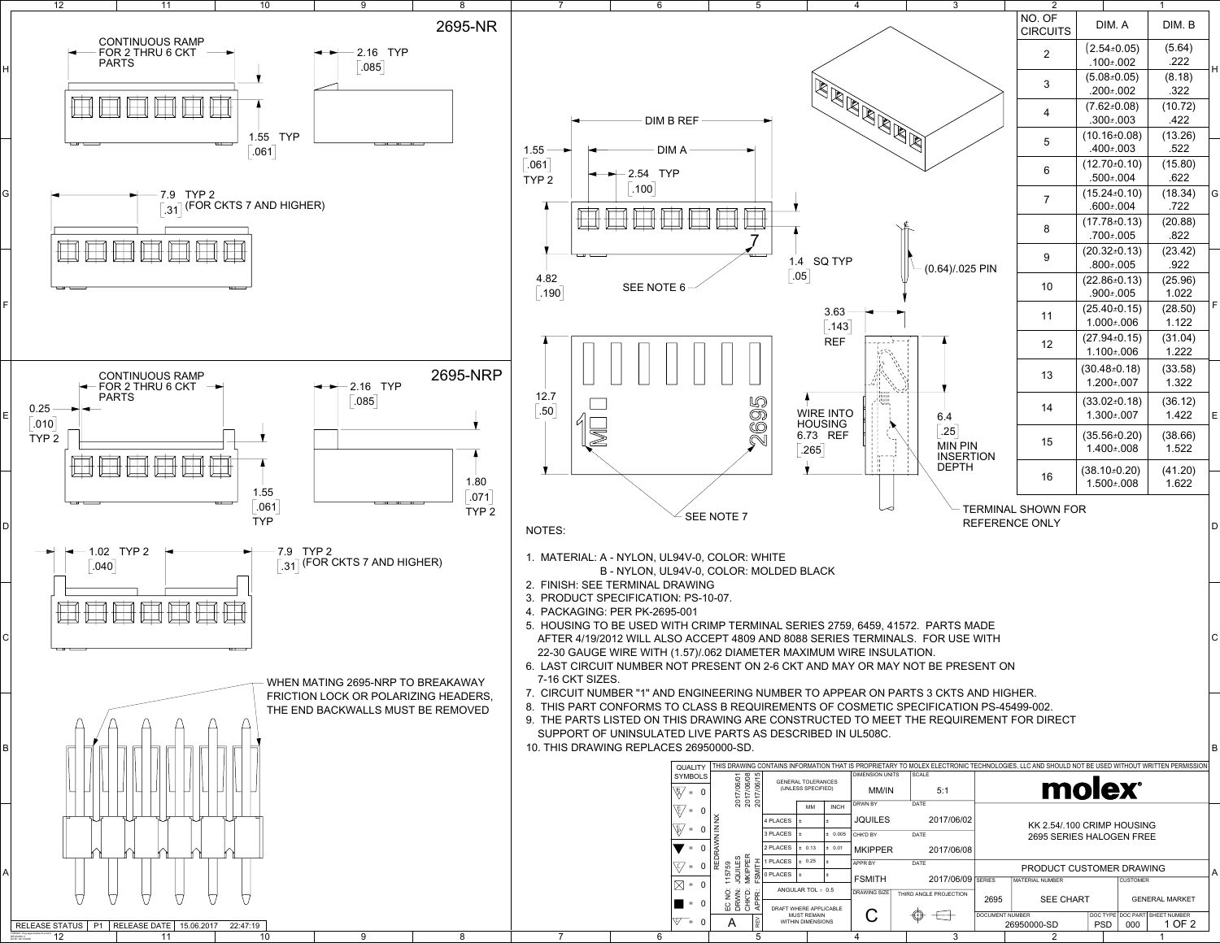## 2695-NR

CONTINUOUS RAMP FOR 2 THRU 6 CKT PARTS

2.16 TYP [.085]

1.55 TYP [.061]

7.9 TYP 2 [.31] (FOR CKTS 7 AND HIGHER)

## 2695-NRP

CONTINUOUS RAMP FOR 2 THRU 6 CKT PARTS

2.16 TYP [.085]

0.25 [.010] TYP 2

1.55 [.061] TYP

1.80 [.071] TYP 2

1.02 TYP 2 [.040]

7.9 TYP 2 [.31] (FOR CKTS 7 AND HIGHER)

WHEN MATING 2695-NRP TO BREAKAWAY FRICTION LOCK OR POLARIZING HEADERS, THE END BACKWALLS MUST BE REMOVED

DIM B REF

DIM A

1.55 [.061] TYP 2

2.54 TYP [.100]

4.82 [.190]

SEE NOTE 6

1.4 SQ TYP [.05]

(0.64)/.025 PIN

3.63 [.143] REF

12.7 [.50]

WIRE INTO HOUSING 6.73 REF [.265]

6.4 [.25] MIN PIN INSERTION DEPTH

SEE NOTE 7

TERMINAL SHOWN FOR REFERENCE ONLY

| NO. OF CIRCUITS | DIM. A | DIM. B |
|---|---|---|
| 2 | (2.54±0.05) .100±.002 | (5.64) .222 |
| 3 | (5.08±0.05) .200±.002 | (8.18) .322 |
| 4 | (7.62±0.08) .300±.003 | (10.72) .422 |
| 5 | (10.16±0.08) .400±.003 | (13.26) .522 |
| 6 | (12.70±0.10) .500±.004 | (15.80) .622 |
| 7 | (15.24±0.10) .600±.004 | (18.34) .722 |
| 8 | (17.78±0.13) .700±.005 | (20.88) .822 |
| 9 | (20.32±0.13) .800±.005 | (23.42) .922 |
| 10 | (22.86±0.13) .900±.005 | (25.96) 1.022 |
| 11 | (25.40±0.15) 1.000±.006 | (28.50) 1.122 |
| 12 | (27.94±0.15) 1.100±.006 | (31.04) 1.222 |
| 13 | (30.48±0.18) 1.200±.007 | (33.58) 1.322 |
| 14 | (33.02±0.18) 1.300±.007 | (36.12) 1.422 |
| 15 | (35.56±0.20) 1.400±.008 | (38.66) 1.522 |
| 16 | (38.10±0.20) 1.500±.008 | (41.20) 1.622 |

NOTES:

1. MATERIAL: A - NYLON, UL94V-0, COLOR: WHITE
   B - NYLON, UL94V-0, COLOR: MOLDED BLACK
2. FINISH: SEE TERMINAL DRAWING
3. PRODUCT SPECIFICATION: PS-10-07.
4. PACKAGING: PER PK-2695-001
5. HOUSING TO BE USED WITH CRIMP TERMINAL SERIES 2759, 6459, 41572. PARTS MADE AFTER 4/19/2012 WILL ALSO ACCEPT 4809 AND 8088 SERIES TERMINALS. FOR USE WITH 22-30 GAUGE WIRE WITH (1.57)/.062 DIAMETER MAXIMUM WIRE INSULATION.
6. LAST CIRCUIT NUMBER NOT PRESENT ON 2-6 CKT AND MAY OR MAY NOT BE PRESENT ON 7-16 CKT SIZES.
7. CIRCUIT NUMBER "1" AND ENGINEERING NUMBER TO APPEAR ON PARTS 3 CKTS AND HIGHER.
8. THIS PART CONFORMS TO CLASS B REQUIREMENTS OF COSMETIC SPECIFICATION PS-45499-002.
9. THE PARTS LISTED ON THIS DRAWING ARE CONSTRUCTED TO MEET THE REQUIREMENT FOR DIRECT SUPPORT OF UNINSULATED LIVE PARTS AS DESCRIBED IN UL508C.
10. THIS DRAWING REPLACES 26950000-SD.

THIS DRAWING CONTAINS INFORMATION THAT IS PROPRIETARY TO MOLEX ELECTRONIC TECHNOLOGIES, LLC AND SHOULD NOT BE USED WITHOUT WRITTEN PERMISSION

| Field | Value |
|---|---|
| REV | A |
| EC NO | 115759 REDRAWN IN NX |
| DRWN | JQUILES 2017/06/01 |
| CHK'D | MKIPPER 2017/06/08 |
| APPR | FSMITH 2017/06/15 |
| GENERAL TOLERANCES (UNLESS SPECIFIED) | 2 PLACES ± 0.13 MM / ± 0.01 INCH; 3 PLACES ± 0.005 INCH; 1 PLACES ± 0.25 MM; ANGULAR TOL ± 0.5 |
| DRAFT WHERE APPLICABLE MUST REMAIN WITHIN DIMENSIONS | |
| DIMENSION UNITS | MM/IN |
| SCALE | 5:1 |
| DRWN BY | JQUILES 2017/06/02 |
| CHK'D BY | MKIPPER 2017/06/08 |
| APPR BY | FSMITH 2017/06/09 |
| DRAWING SIZE | C |
| PROJECTION | THIRD ANGLE PROJECTION |
| TITLE | KK 2.54/.100 CRIMP HOUSING 2695 SERIES HALOGEN FREE |
| | PRODUCT CUSTOMER DRAWING |
| SERIES | 2695 |
| MATERIAL NUMBER | SEE CHART |
| CUSTOMER | GENERAL MARKET |
| DOCUMENT NUMBER | 26950000-SD |
| DOC TYPE | PSD |
| DOC PART | 000 |
| SHEET NUMBER | 1 OF 2 |

RELEASE STATUS P1 RELEASE DATE 15.06.2017 22:47:19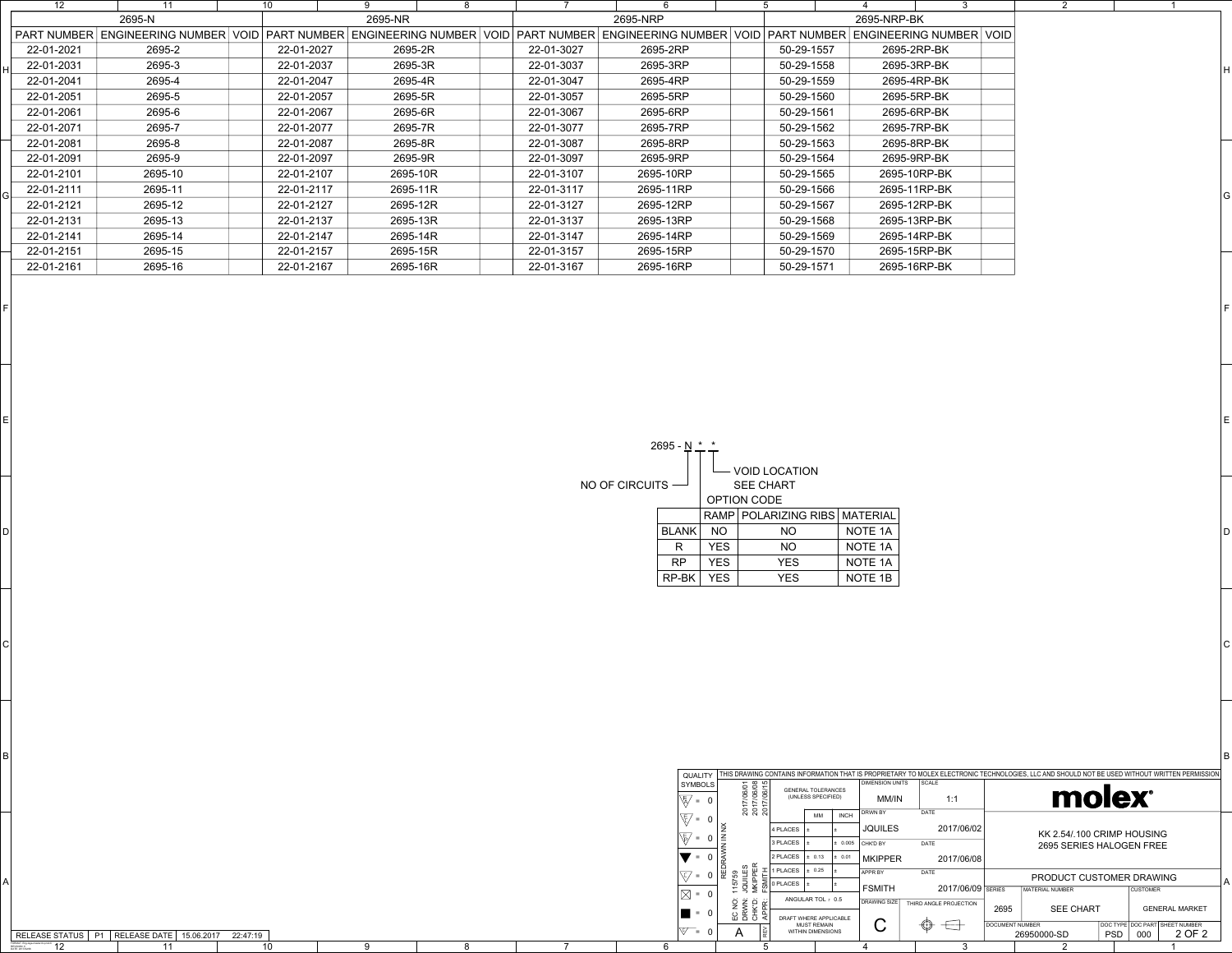| 2695-N | | | 2695-NR | | | 2695-NRP | | | 2695-NRP-BK | | |
|---|---|---|---|---|---|---|---|---|---|---|---|
| PART NUMBER | ENGINEERING NUMBER | VOID | PART NUMBER | ENGINEERING NUMBER | VOID | PART NUMBER | ENGINEERING NUMBER | VOID | PART NUMBER | ENGINEERING NUMBER | VOID |
| 22-01-2021 | 2695-2 | | 22-01-2027 | 2695-2R | | 22-01-3027 | 2695-2RP | | 50-29-1557 | 2695-2RP-BK | |
| 22-01-2031 | 2695-3 | | 22-01-2037 | 2695-3R | | 22-01-3037 | 2695-3RP | | 50-29-1558 | 2695-3RP-BK | |
| 22-01-2041 | 2695-4 | | 22-01-2047 | 2695-4R | | 22-01-3047 | 2695-4RP | | 50-29-1559 | 2695-4RP-BK | |
| 22-01-2051 | 2695-5 | | 22-01-2057 | 2695-5R | | 22-01-3057 | 2695-5RP | | 50-29-1560 | 2695-5RP-BK | |
| 22-01-2061 | 2695-6 | | 22-01-2067 | 2695-6R | | 22-01-3067 | 2695-6RP | | 50-29-1561 | 2695-6RP-BK | |
| 22-01-2071 | 2695-7 | | 22-01-2077 | 2695-7R | | 22-01-3077 | 2695-7RP | | 50-29-1562 | 2695-7RP-BK | |
| 22-01-2081 | 2695-8 | | 22-01-2087 | 2695-8R | | 22-01-3087 | 2695-8RP | | 50-29-1563 | 2695-8RP-BK | |
| 22-01-2091 | 2695-9 | | 22-01-2097 | 2695-9R | | 22-01-3097 | 2695-9RP | | 50-29-1564 | 2695-9RP-BK | |
| 22-01-2101 | 2695-10 | | 22-01-2107 | 2695-10R | | 22-01-3107 | 2695-10RP | | 50-29-1565 | 2695-10RP-BK | |
| 22-01-2111 | 2695-11 | | 22-01-2117 | 2695-11R | | 22-01-3117 | 2695-11RP | | 50-29-1566 | 2695-11RP-BK | |
| 22-01-2121 | 2695-12 | | 22-01-2127 | 2695-12R | | 22-01-3127 | 2695-12RP | | 50-29-1567 | 2695-12RP-BK | |
| 22-01-2131 | 2695-13 | | 22-01-2137 | 2695-13R | | 22-01-3137 | 2695-13RP | | 50-29-1568 | 2695-13RP-BK | |
| 22-01-2141 | 2695-14 | | 22-01-2147 | 2695-14R | | 22-01-3147 | 2695-14RP | | 50-29-1569 | 2695-14RP-BK | |
| 22-01-2151 | 2695-15 | | 22-01-2157 | 2695-15R | | 22-01-3157 | 2695-15RP | | 50-29-1570 | 2695-15RP-BK | |
| 22-01-2161 | 2695-16 | | 22-01-2167 | 2695-16R | | 22-01-3167 | 2695-16RP | | 50-29-1571 | 2695-16RP-BK | |

2695 - N * *

NO OF CIRCUITS

VOID LOCATION SEE CHART

OPTION CODE

| | RAMP | POLARIZING RIBS | MATERIAL |
|---|---|---|---|
| BLANK | NO | NO | NOTE 1A |
| R | YES | NO | NOTE 1A |
| RP | YES | YES | NOTE 1A |
| RP-BK | YES | YES | NOTE 1B |

THIS DRAWING CONTAINS INFORMATION THAT IS PROPRIETARY TO MOLEX ELECTRONIC TECHNOLOGIES, LLC AND SHOULD NOT BE USED WITHOUT WRITTEN PERMISSION

| | |
|---|---|
| DIMENSION UNITS | MM/IN |
| SCALE | 1:1 |
| DRWN BY | JQUILES 2017/06/02 |
| CHK'D BY | MKIPPER 2017/06/08 |
| APPR BY | FSMITH 2017/06/09 |
| DRAWING SIZE | C |
| THIRD ANGLE PROJECTION | |
| SERIES | 2695 |
| MATERIAL NUMBER | SEE CHART |
| CUSTOMER | GENERAL MARKET |
| DOCUMENT NUMBER | 26950000-SD |
| DOC TYPE | PSD |
| DOC PART | 000 |
| SHEET NUMBER | 2 OF 2 |

KK 2.54/.100 CRIMP HOUSING
2695 SERIES HALOGEN FREE

PRODUCT CUSTOMER DRAWING

GENERAL TOLERANCES (UNLESS SPECIFIED)

| | MM | INCH |
|---|---|---|
| 4 PLACES | ± | ± |
| 3 PLACES | ± | ± 0.005 |
| 2 PLACES | ± 0.13 | ± 0.01 |
| 1 PLACES | ± 0.25 | ± |
| 0 PLACES | ± | ± |

ANGULAR TOL ± 0.5

DRAFT WHERE APPLICABLE MUST REMAIN WITHIN DIMENSIONS

REV A — REDRAWN IN NX, EC NO: 115759, DRWN: JQUILES 2017/06/01, CHK'D: MKIPPER 2017/06/08, APPR: FSMITH 2017/06/15

RELEASE STATUS P1 | RELEASE DATE 15.06.2017 22:47:19